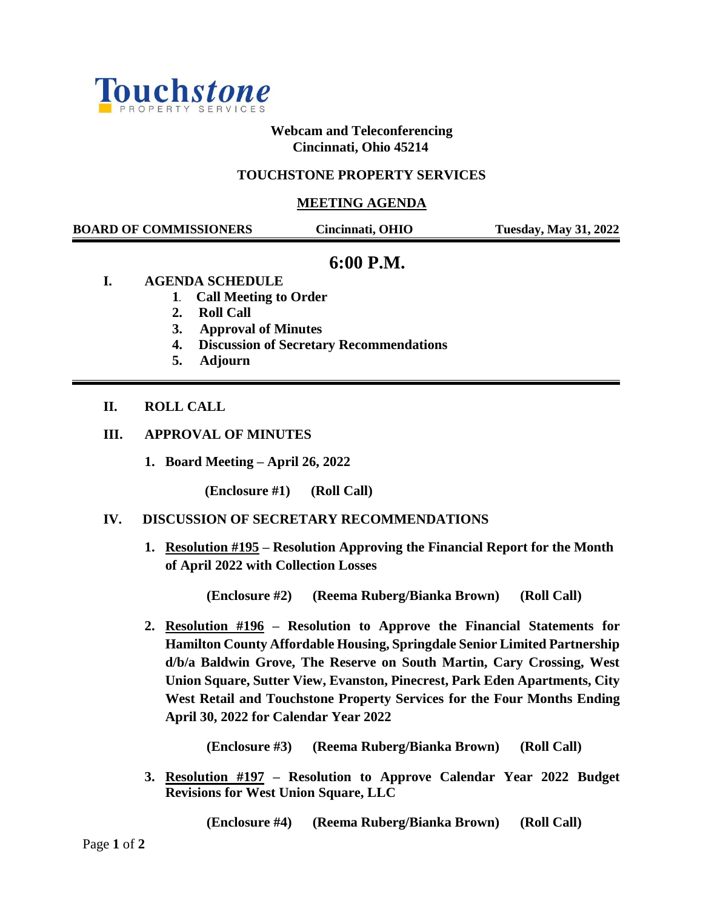**Touchstone**
PROPERTY SERVICES

**Webcam and Teleconferencing**
**Cincinnati, Ohio 45214**

**TOUCHSTONE PROPERTY SERVICES**

**MEETING AGENDA**

| **BOARD OF COMMISSIONERS** | **Cincinnati, OHIO** | **Tuesday, May 31, 2022** |
|---|---|---|

## 6:00 P.M.

**I. AGENDA SCHEDULE**

1. **Call Meeting to Order**
2. **Roll Call**
3. **Approval of Minutes**
4. **Discussion of Secretary Recommendations**
5. **Adjourn**

---

**II. ROLL CALL**

**III. APPROVAL OF MINUTES**

1. **Board Meeting – April 26, 2022**

   **(Enclosure #1)** **(Roll Call)**

**IV. DISCUSSION OF SECRETARY RECOMMENDATIONS**

1. **Resolution #195 – Resolution Approving the Financial Report for the Month of April 2022 with Collection Losses**

   **(Enclosure #2)** **(Reema Ruberg/Bianka Brown)** **(Roll Call)**

2. **Resolution #196 – Resolution to Approve the Financial Statements for Hamilton County Affordable Housing, Springdale Senior Limited Partnership d/b/a Baldwin Grove, The Reserve on South Martin, Cary Crossing, West Union Square, Sutter View, Evanston, Pinecrest, Park Eden Apartments, City West Retail and Touchstone Property Services for the Four Months Ending April 30, 2022 for Calendar Year 2022**

   **(Enclosure #3)** **(Reema Ruberg/Bianka Brown)** **(Roll Call)**

3. **Resolution #197 – Resolution to Approve Calendar Year 2022 Budget Revisions for West Union Square, LLC**

   **(Enclosure #4)** **(Reema Ruberg/Bianka Brown)** **(Roll Call)**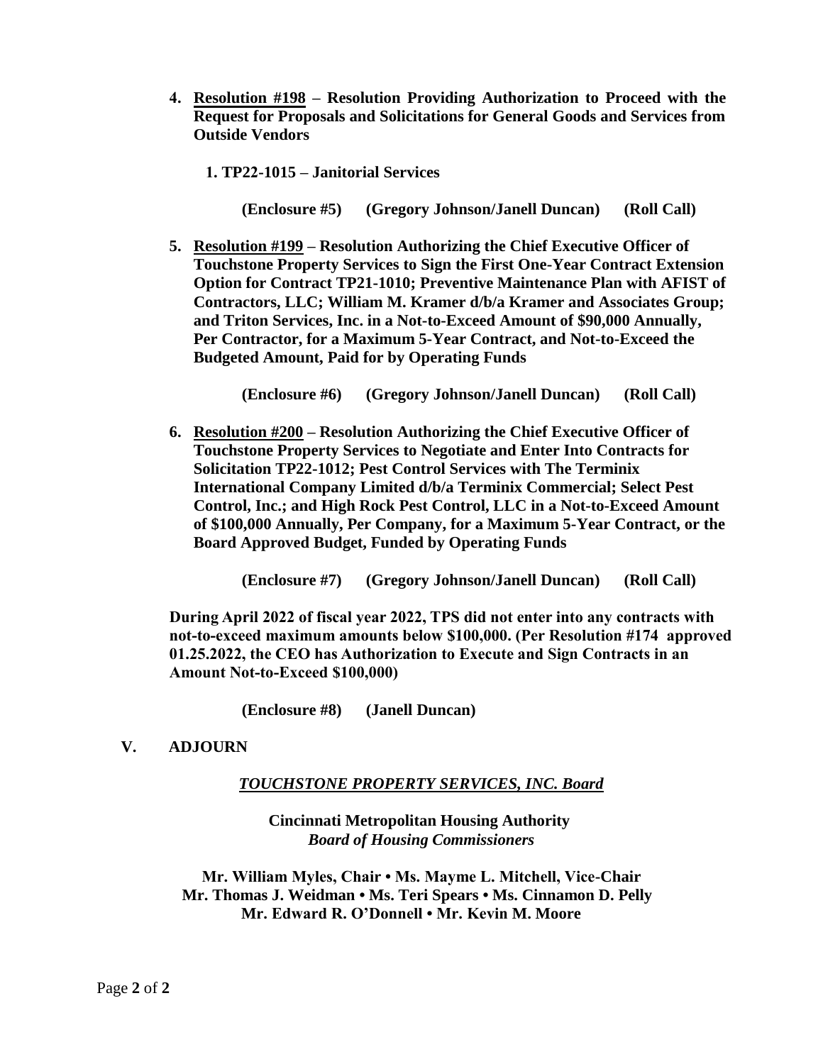4. **Resolution #198 – Resolution Providing Authorization to Proceed with the Request for Proposals and Solicitations for General Goods and Services from Outside Vendors**

   **1. TP22-1015 – Janitorial Services**

   **(Enclosure #5) (Gregory Johnson/Janell Duncan) (Roll Call)**

5. **Resolution #199 – Resolution Authorizing the Chief Executive Officer of Touchstone Property Services to Sign the First One-Year Contract Extension Option for Contract TP21-1010; Preventive Maintenance Plan with AFIST of Contractors, LLC; William M. Kramer d/b/a Kramer and Associates Group; and Triton Services, Inc. in a Not-to-Exceed Amount of $90,000 Annually, Per Contractor, for a Maximum 5-Year Contract, and Not-to-Exceed the Budgeted Amount, Paid for by Operating Funds**

   **(Enclosure #6) (Gregory Johnson/Janell Duncan) (Roll Call)**

6. **Resolution #200 – Resolution Authorizing the Chief Executive Officer of Touchstone Property Services to Negotiate and Enter Into Contracts for Solicitation TP22-1012; Pest Control Services with The Terminix International Company Limited d/b/a Terminix Commercial; Select Pest Control, Inc.; and High Rock Pest Control, LLC in a Not-to-Exceed Amount of $100,000 Annually, Per Company, for a Maximum 5-Year Contract, or the Board Approved Budget, Funded by Operating Funds**

   **(Enclosure #7) (Gregory Johnson/Janell Duncan) (Roll Call)**

**During April 2022 of fiscal year 2022, TPS did not enter into any contracts with not-to-exceed maximum amounts below $100,000. (Per Resolution #174 approved 01.25.2022, the CEO has Authorization to Execute and Sign Contracts in an Amount Not-to-Exceed $100,000)**

**(Enclosure #8) (Janell Duncan)**

## V. ADJOURN

***TOUCHSTONE PROPERTY SERVICES, INC. Board***

**Cincinnati Metropolitan Housing Authority**
***Board of Housing Commissioners***

**Mr. William Myles, Chair • Ms. Mayme L. Mitchell, Vice-Chair**
**Mr. Thomas J. Weidman • Ms. Teri Spears • Ms. Cinnamon D. Pelly**
**Mr. Edward R. O'Donnell • Mr. Kevin M. Moore**